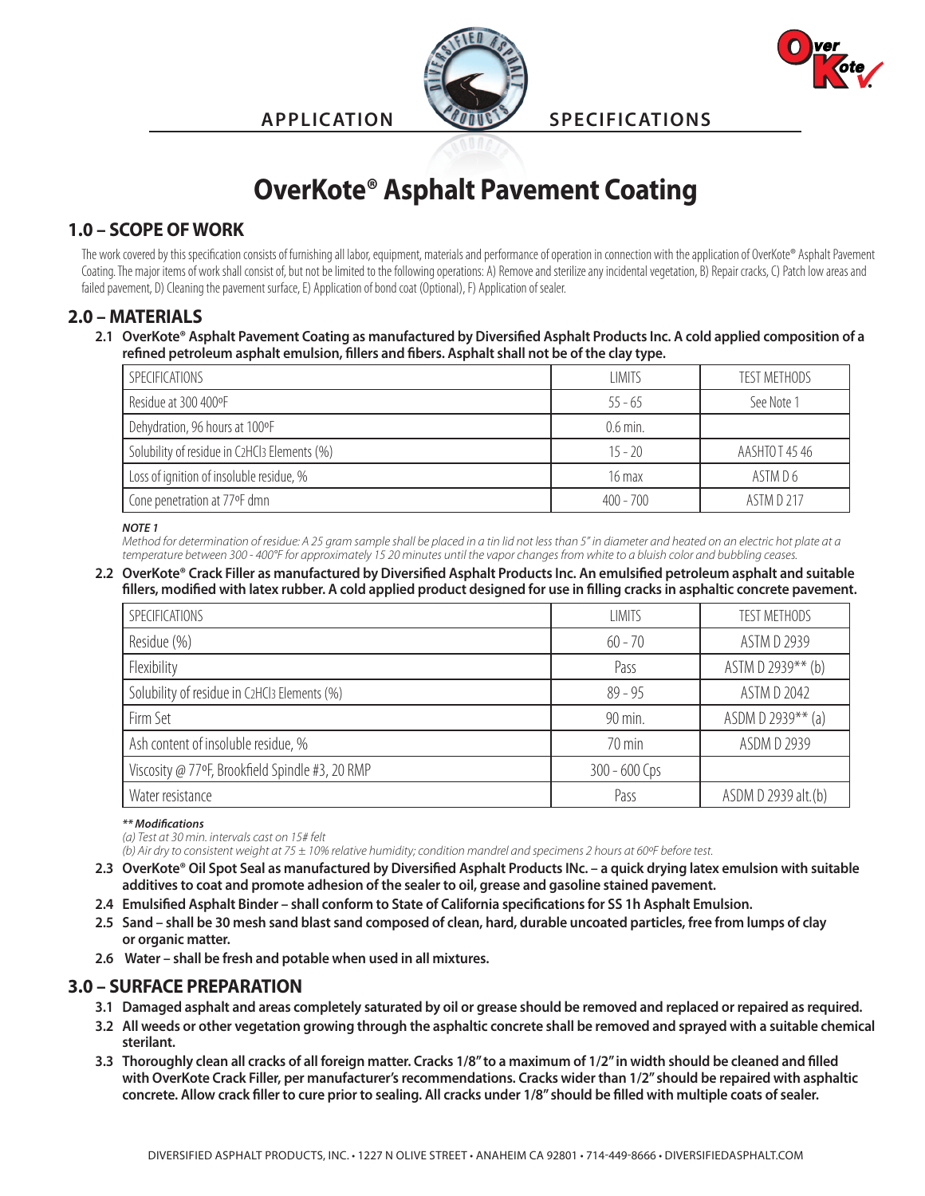APPLICATION SPECIFICATIONS

# OverKote® Asphalt Pavement Coating

## 1.0 – SCOPE OF WORK

The work covered by this specification consists of furnishing all labor, equipment, materials and performance of operation in connection with the application of OverKote® Asphalt Pavement Coating. The major items of work shall consist of, but not be limited to the following operations: A) Remove and sterilize any incidental vegetation, B) Repair cracks, C) Patch low areas and failed pavement, D) Cleaning the pavement surface, E) Application of bond coat (Optional), F) Application of sealer.

## 2.0 – MATERIALS

**2.1 OverKote® Asphalt Pavement Coating as manufactured by Diversified Asphalt Products Inc. A cold applied composition of a refined petroleum asphalt emulsion, fillers and fibers. Asphalt shall not be of the clay type.**

| SPECIFICATIONS | LIMITS | TEST METHODS |
|---|---|---|
| Residue at 300 400ºF | 55 - 65 | See Note 1 |
| Dehydration, 96 hours at 100ºF | 0.6 min. | |
| Solubility of residue in $C_2HCl_3$ Elements (%) | 15 - 20 | AASHTO T 45 46 |
| Loss of ignition of insoluble residue, % | 16 max | ASTM D 6 |
| Cone penetration at 77ºF dmn | 400 - 700 | ASTM D 217 |

***NOTE 1***
*Method for determination of residue: A 25 gram sample shall be placed in a tin lid not less than 5" in diameter and heated on an electric hot plate at a temperature between 300 - 400°F for approximately 15 20 minutes until the vapor changes from white to a bluish color and bubbling ceases.*

**2.2 OverKote® Crack Filler as manufactured by Diversified Asphalt Products Inc. An emulsified petroleum asphalt and suitable fillers, modified with latex rubber. A cold applied product designed for use in filling cracks in asphaltic concrete pavement.**

| SPECIFICATIONS | LIMITS | TEST METHODS |
|---|---|---|
| Residue (%) | 60 - 70 | ASTM D 2939 |
| Flexibility | Pass | ASTM D 2939** (b) |
| Solubility of residue in $C_2HCl_3$ Elements (%) | 89 - 95 | ASTM D 2042 |
| Firm Set | 90 min. | ASDM D 2939** (a) |
| Ash content of insoluble residue, % | 70 min | ASDM D 2939 |
| Viscosity @ 77ºF, Brookfield Spindle #3, 20 RMP | 300 - 600 Cps | |
| Water resistance | Pass | ASDM D 2939 alt.(b) |

***\** Modifications***
*(a) Test at 30 min. intervals cast on 15# felt*
*(b) Air dry to consistent weight at 75 ± 10% relative humidity; condition mandrel and specimens 2 hours at 60ºF before test.*

**2.3 OverKote® Oil Spot Seal as manufactured by Diversified Asphalt Products INc. – a quick drying latex emulsion with suitable additives to coat and promote adhesion of the sealer to oil, grease and gasoline stained pavement.**

**2.4 Emulsified Asphalt Binder – shall conform to State of California specifications for SS 1h Asphalt Emulsion.**

**2.5 Sand – shall be 30 mesh sand blast sand composed of clean, hard, durable uncoated particles, free from lumps of clay or organic matter.**

**2.6 Water – shall be fresh and potable when used in all mixtures.**

## 3.0 – SURFACE PREPARATION

**3.1 Damaged asphalt and areas completely saturated by oil or grease should be removed and replaced or repaired as required.**

**3.2 All weeds or other vegetation growing through the asphaltic concrete shall be removed and sprayed with a suitable chemical sterilant.**

**3.3 Thoroughly clean all cracks of all foreign matter. Cracks 1/8" to a maximum of 1/2" in width should be cleaned and filled with OverKote Crack Filler, per manufacturer's recommendations. Cracks wider than 1/2" should be repaired with asphaltic concrete. Allow crack filler to cure prior to sealing. All cracks under 1/8" should be filled with multiple coats of sealer.**

DIVERSIFIED ASPHALT PRODUCTS, INC. • 1227 N OLIVE STREET • ANAHEIM CA 92801 • 714-449-8666 • DIVERSIFIEDASPHALT.COM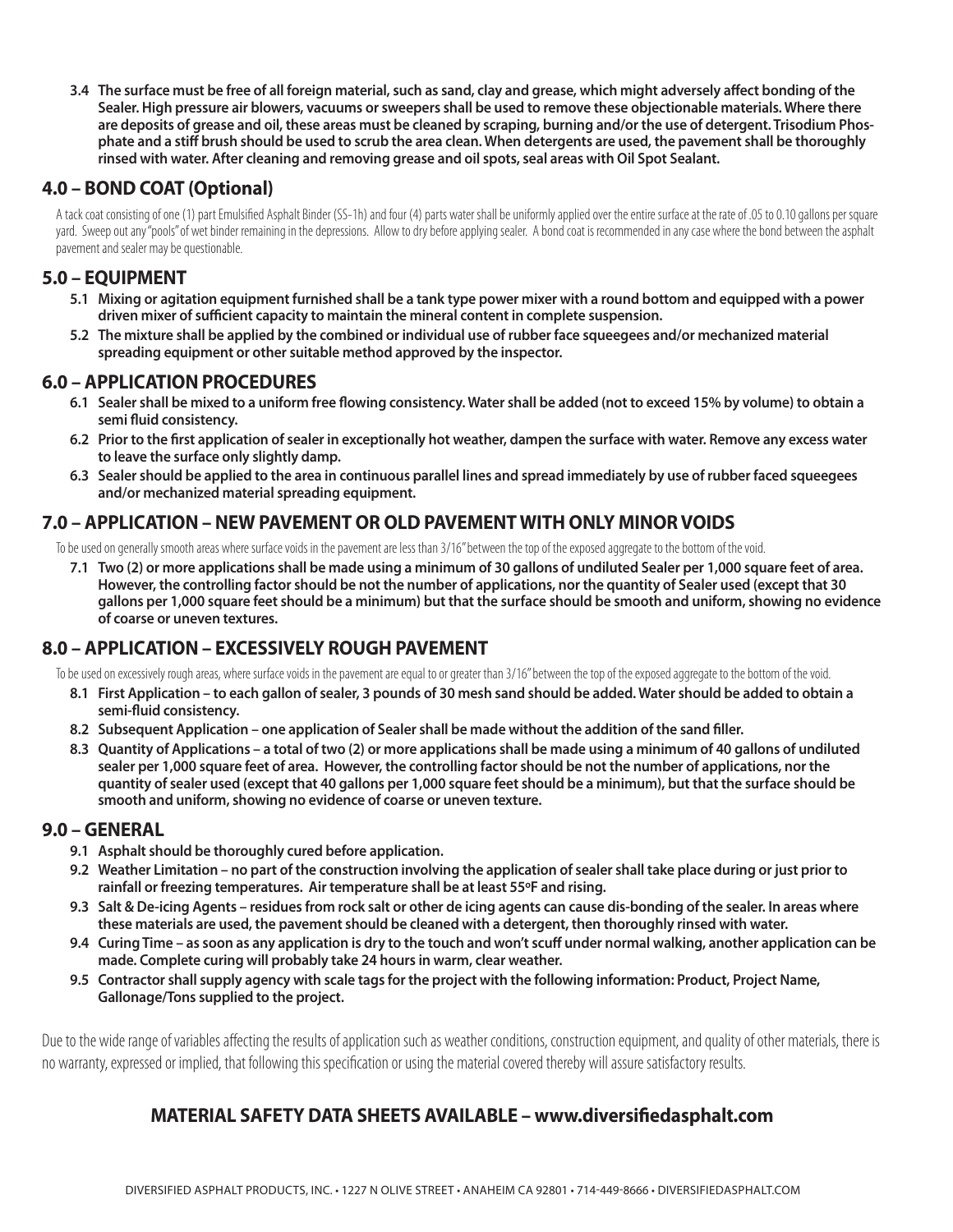**3.4 The surface must be free of all foreign material, such as sand, clay and grease, which might adversely affect bonding of the Sealer. High pressure air blowers, vacuums or sweepers shall be used to remove these objectionable materials. Where there are deposits of grease and oil, these areas must be cleaned by scraping, burning and/or the use of detergent. Trisodium Phosphate and a stiff brush should be used to scrub the area clean. When detergents are used, the pavement shall be thoroughly rinsed with water. After cleaning and removing grease and oil spots, seal areas with Oil Spot Sealant.**

## 4.0 – BOND COAT (Optional)

A tack coat consisting of one (1) part Emulsified Asphalt Binder (SS-1h) and four (4) parts water shall be uniformly applied over the entire surface at the rate of .05 to 0.10 gallons per square yard. Sweep out any "pools" of wet binder remaining in the depressions. Allow to dry before applying sealer. A bond coat is recommended in any case where the bond between the asphalt pavement and sealer may be questionable.

## 5.0 – EQUIPMENT

**5.1 Mixing or agitation equipment furnished shall be a tank type power mixer with a round bottom and equipped with a power driven mixer of sufficient capacity to maintain the mineral content in complete suspension.**

**5.2 The mixture shall be applied by the combined or individual use of rubber face squeegees and/or mechanized material spreading equipment or other suitable method approved by the inspector.**

## 6.0 – APPLICATION PROCEDURES

**6.1 Sealer shall be mixed to a uniform free flowing consistency. Water shall be added (not to exceed 15% by volume) to obtain a semi fluid consistency.**

**6.2 Prior to the first application of sealer in exceptionally hot weather, dampen the surface with water. Remove any excess water to leave the surface only slightly damp.**

**6.3 Sealer should be applied to the area in continuous parallel lines and spread immediately by use of rubber faced squeegees and/or mechanized material spreading equipment.**

## 7.0 – APPLICATION – NEW PAVEMENT OR OLD PAVEMENT WITH ONLY MINOR VOIDS

To be used on generally smooth areas where surface voids in the pavement are less than 3/16" between the top of the exposed aggregate to the bottom of the void.

**7.1 Two (2) or more applications shall be made using a minimum of 30 gallons of undiluted Sealer per 1,000 square feet of area. However, the controlling factor should be not the number of applications, nor the quantity of Sealer used (except that 30 gallons per 1,000 square feet should be a minimum) but that the surface should be smooth and uniform, showing no evidence of coarse or uneven textures.**

## 8.0 – APPLICATION – EXCESSIVELY ROUGH PAVEMENT

To be used on excessively rough areas, where surface voids in the pavement are equal to or greater than 3/16" between the top of the exposed aggregate to the bottom of the void.

**8.1 First Application – to each gallon of sealer, 3 pounds of 30 mesh sand should be added. Water should be added to obtain a semi-fluid consistency.**

**8.2 Subsequent Application – one application of Sealer shall be made without the addition of the sand filler.**

**8.3 Quantity of Applications – a total of two (2) or more applications shall be made using a minimum of 40 gallons of undiluted sealer per 1,000 square feet of area. However, the controlling factor should be not the number of applications, nor the quantity of sealer used (except that 40 gallons per 1,000 square feet should be a minimum), but that the surface should be smooth and uniform, showing no evidence of coarse or uneven texture.**

## 9.0 – GENERAL

**9.1 Asphalt should be thoroughly cured before application.**

**9.2 Weather Limitation – no part of the construction involving the application of sealer shall take place during or just prior to rainfall or freezing temperatures. Air temperature shall be at least 55ºF and rising.**

**9.3 Salt & De-icing Agents – residues from rock salt or other de icing agents can cause dis-bonding of the sealer. In areas where these materials are used, the pavement should be cleaned with a detergent, then thoroughly rinsed with water.**

**9.4 Curing Time – as soon as any application is dry to the touch and won't scuff under normal walking, another application can be made. Complete curing will probably take 24 hours in warm, clear weather.**

**9.5 Contractor shall supply agency with scale tags for the project with the following information: Product, Project Name, Gallonage/Tons supplied to the project.**

Due to the wide range of variables affecting the results of application such as weather conditions, construction equipment, and quality of other materials, there is no warranty, expressed or implied, that following this specification or using the material covered thereby will assure satisfactory results.

## MATERIAL SAFETY DATA SHEETS AVAILABLE – www.diversifiedasphalt.com

DIVERSIFIED ASPHALT PRODUCTS, INC. • 1227 N OLIVE STREET • ANAHEIM CA 92801 • 714-449-8666 • DIVERSIFIEDASPHALT.COM